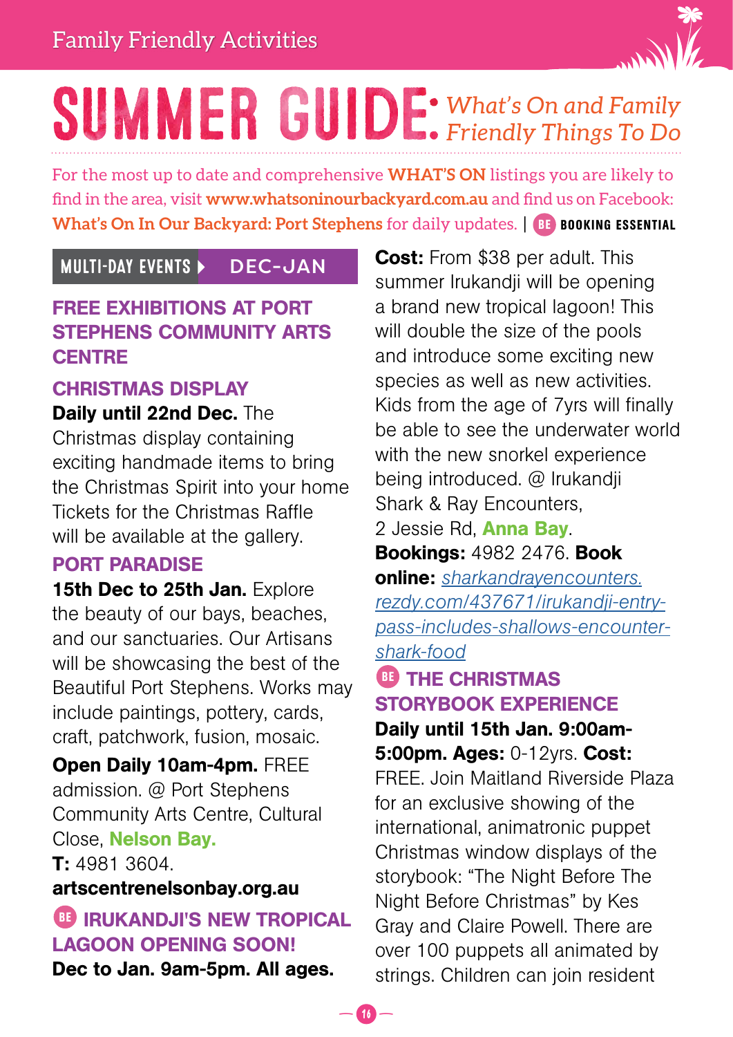Family Friendly Activities

# SUMMER GUIDE: *What's On and Family Friendly Things To Do*

For the most up to date and comprehensive **WHAT'S ON** listings you are likely to find in the area, visit **www.whatsoninourbackyard.com.au** and find us on Facebook: **What's On In Our Backyard: Port Stephens** for daily updates. | BE **BOOKING ESSENTIAL**

## MULTI-DAY EVENTS ▸ DEC-JAN

### FREE EXHIBITIONS AT PORT STEPHENS COMMUNITY ARTS CENTRE

#### CHRISTMAS DISPLAY

**Daily until 22nd Dec.** The Christmas display containing exciting handmade items to bring the Christmas Spirit into your home Tickets for the Christmas Raffle will be available at the gallery.

#### PORT PARADISE

**15th Dec to 25th Jan.** Explore the beauty of our bays, beaches, and our sanctuaries. Our Artisans will be showcasing the best of the Beautiful Port Stephens. Works may include paintings, pottery, cards, craft, patchwork, fusion, mosaic.

**Open Daily 10am-4pm.** FREE admission. @ Port Stephens Community Arts Centre, Cultural Close, **Nelson Bay.**
**T:** 4981 3604.
**artscentrenelsonbay.org.au**

### BE IRUKANDJI'S NEW TROPICAL LAGOON OPENING SOON!

**Dec to Jan. 9am-5pm. All ages. Cost:** From $38 per adult. This summer Irukandji will be opening a brand new tropical lagoon! This will double the size of the pools and introduce some exciting new species as well as new activities. Kids from the age of 7yrs will finally be able to see the underwater world with the new snorkel experience being introduced. @ Irukandji Shark & Ray Encounters, 2 Jessie Rd, **Anna Bay**.
**Bookings:** 4982 2476. **Book online:** *sharkandrayencounters.rezdy.com/437671/irukandji-entry-pass-includes-shallows-encounter-shark-food*

### BE THE CHRISTMAS STORYBOOK EXPERIENCE

**Daily until 15th Jan. 9:00am-5:00pm. Ages:** 0-12yrs. **Cost:** FREE. Join Maitland Riverside Plaza for an exclusive showing of the international, animatronic puppet Christmas window displays of the storybook: "The Night Before The Night Before Christmas" by Kes Gray and Claire Powell. There are over 100 puppets all animated by strings. Children can join resident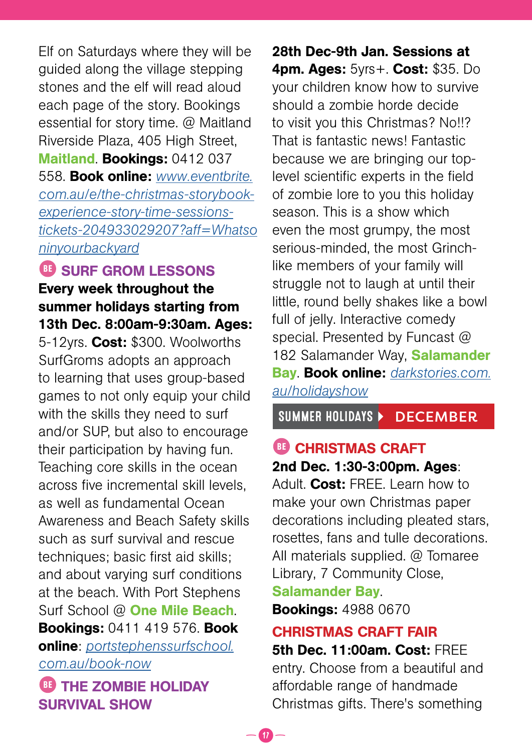Elf on Saturdays where they will be guided along the village stepping stones and the elf will read aloud each page of the story. Bookings essential for story time. @ Maitland Riverside Plaza, 405 High Street, **Maitland**. **Bookings:** 0412 037 558. **Book online:** www.eventbrite.com.au/e/the-christmas-storybook-experience-story-time-sessions-tickets-204933029207?aff=Whatsoninyourbackyard

### BE SURF GROM LESSONS

**Every week throughout the summer holidays starting from 13th Dec. 8:00am-9:30am. Ages:** 5-12yrs. **Cost:** $300. Woolworths SurfGroms adopts an approach to learning that uses group-based games to not only equip your child with the skills they need to surf and/or SUP, but also to encourage their participation by having fun. Teaching core skills in the ocean across five incremental skill levels, as well as fundamental Ocean Awareness and Beach Safety skills such as surf survival and rescue techniques; basic first aid skills; and about varying surf conditions at the beach. With Port Stephens Surf School @ **One Mile Beach**. **Bookings:** 0411 419 576. **Book online**: portstephenssurfschool.com.au/book-now

### BE THE ZOMBIE HOLIDAY SURVIVAL SHOW

**28th Dec-9th Jan. Sessions at 4pm. Ages:** 5yrs+. **Cost:** $35. Do your children know how to survive should a zombie horde decide to visit you this Christmas? No!!? That is fantastic news! Fantastic because we are bringing our top-level scientific experts in the field of zombie lore to you this holiday season. This is a show which even the most grumpy, the most serious-minded, the most Grinch-like members of your family will struggle not to laugh at until their little, round belly shakes like a bowl full of jelly. Interactive comedy special. Presented by Funcast @ 182 Salamander Way, **Salamander Bay**. **Book online:** darkstories.com.au/holidayshow

## SUMMER HOLIDAYS ▸ DECEMBER

### BE CHRISTMAS CRAFT

**2nd Dec. 1:30-3:00pm. Ages**: Adult. **Cost:** FREE. Learn how to make your own Christmas paper decorations including pleated stars, rosettes, fans and tulle decorations. All materials supplied. @ Tomaree Library, 7 Community Close, **Salamander Bay**. **Bookings:** 4988 0670

### CHRISTMAS CRAFT FAIR

**5th Dec. 11:00am. Cost:** FREE entry. Choose from a beautiful and affordable range of handmade Christmas gifts. There's something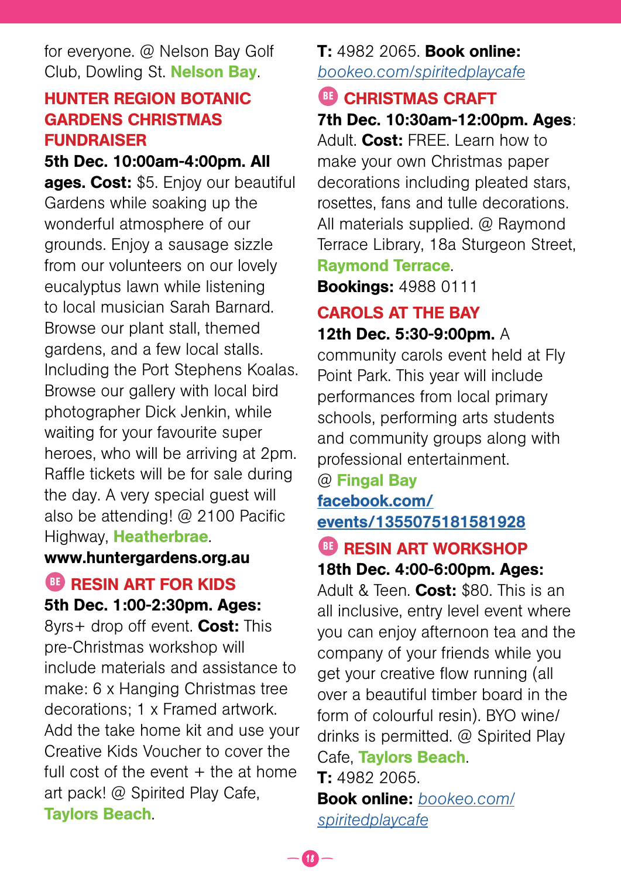for everyone. @ Nelson Bay Golf Club, Dowling St. **Nelson Bay**.

### HUNTER REGION BOTANIC GARDENS CHRISTMAS FUNDRAISER

**5th Dec. 10:00am-4:00pm. All ages. Cost:** $5. Enjoy our beautiful Gardens while soaking up the wonderful atmosphere of our grounds. Enjoy a sausage sizzle from our volunteers on our lovely eucalyptus lawn while listening to local musician Sarah Barnard. Browse our plant stall, themed gardens, and a few local stalls. Including the Port Stephens Koalas. Browse our gallery with local bird photographer Dick Jenkin, while waiting for your favourite super heroes, who will be arriving at 2pm. Raffle tickets will be for sale during the day. A very special guest will also be attending! @ 2100 Pacific Highway, **Heatherbrae**.

**www.huntergardens.org.au**

### BE RESIN ART FOR KIDS

**5th Dec. 1:00-2:30pm. Ages:** 8yrs+ drop off event. **Cost:** This pre-Christmas workshop will include materials and assistance to make: 6 x Hanging Christmas tree decorations; 1 x Framed artwork. Add the take home kit and use your Creative Kids Voucher to cover the full cost of the event + the at home art pack! @ Spirited Play Cafe, **Taylors Beach**.

**T:** 4982 2065. **Book online:** bookeo.com/spiritedplaycafe

### BE CHRISTMAS CRAFT

**7th Dec. 10:30am-12:00pm. Ages**: Adult. **Cost:** FREE. Learn how to make your own Christmas paper decorations including pleated stars, rosettes, fans and tulle decorations. All materials supplied. @ Raymond Terrace Library, 18a Sturgeon Street, **Raymond Terrace**.

**Bookings:** 4988 0111

### CAROLS AT THE BAY

**12th Dec. 5:30-9:00pm.** A community carols event held at Fly Point Park. This year will include performances from local primary schools, performing arts students and community groups along with professional entertainment.

@ **Fingal Bay**

**facebook.com/events/1355075181581928**

### BE RESIN ART WORKSHOP

**18th Dec. 4:00-6:00pm. Ages:** Adult & Teen. **Cost:** $80. This is an all inclusive, entry level event where you can enjoy afternoon tea and the company of your friends while you get your creative flow running (all over a beautiful timber board in the form of colourful resin). BYO wine/drinks is permitted. @ Spirited Play Cafe, **Taylors Beach**.

**T:** 4982 2065.

**Book online:** bookeo.com/spiritedplaycafe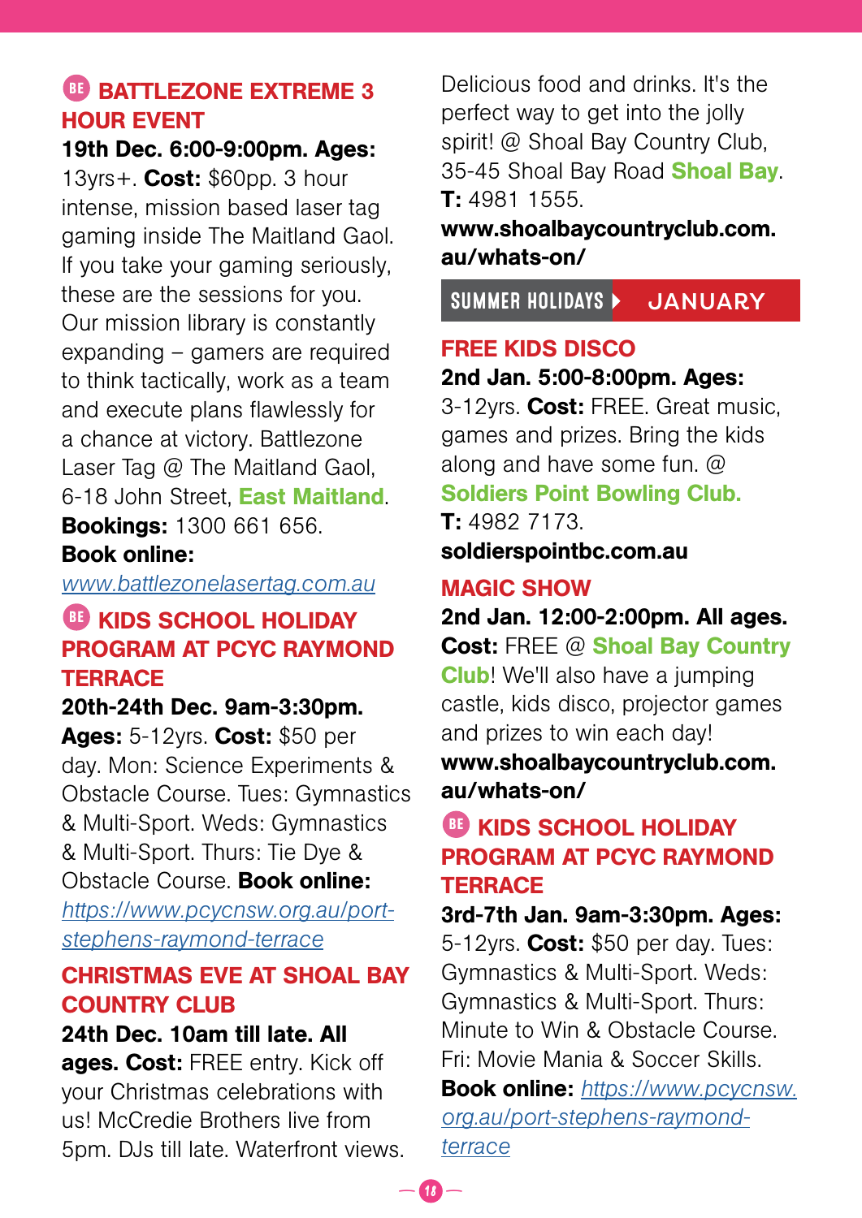## BE BATTLEZONE EXTREME 3 HOUR EVENT

**19th Dec. 6:00-9:00pm. Ages:** 13yrs+. **Cost:** $60pp. 3 hour intense, mission based laser tag gaming inside The Maitland Gaol. If you take your gaming seriously, these are the sessions for you. Our mission library is constantly expanding – gamers are required to think tactically, work as a team and execute plans flawlessly for a chance at victory. Battlezone Laser Tag @ The Maitland Gaol, 6-18 John Street, **East Maitland**. **Bookings:** 1300 661 656. **Book online:** [www.battlezonelasertag.com.au](www.battlezonelasertag.com.au)

## BE KIDS SCHOOL HOLIDAY PROGRAM AT PCYC RAYMOND TERRACE

**20th-24th Dec. 9am-3:30pm. Ages:** 5-12yrs. **Cost:** $50 per day. Mon: Science Experiments & Obstacle Course. Tues: Gymnastics & Multi-Sport. Weds: Gymnastics & Multi-Sport. Thurs: Tie Dye & Obstacle Course. **Book online:** [https://www.pcycnsw.org.au/port-stephens-raymond-terrace](https://www.pcycnsw.org.au/port-stephens-raymond-terrace)

## CHRISTMAS EVE AT SHOAL BAY COUNTRY CLUB

**24th Dec. 10am till late. All ages. Cost:** FREE entry. Kick off your Christmas celebrations with us! McCredie Brothers live from 5pm. DJs till late. Waterfront views. Delicious food and drinks. It's the perfect way to get into the jolly spirit! @ Shoal Bay Country Club, 35-45 Shoal Bay Road **Shoal Bay**. **T:** 4981 1555. **www.shoalbaycountryclub.com.au/whats-on/**

# SUMMER HOLIDAYS ▸ JANUARY

## FREE KIDS DISCO

**2nd Jan. 5:00-8:00pm. Ages:** 3-12yrs. **Cost:** FREE. Great music, games and prizes. Bring the kids along and have some fun. @ **Soldiers Point Bowling Club.** **T:** 4982 7173. **soldierspointbc.com.au**

## MAGIC SHOW

**2nd Jan. 12:00-2:00pm. All ages. Cost:** FREE @ **Shoal Bay Country Club**! We'll also have a jumping castle, kids disco, projector games and prizes to win each day! **www.shoalbaycountryclub.com.au/whats-on/**

## BE KIDS SCHOOL HOLIDAY PROGRAM AT PCYC RAYMOND TERRACE

**3rd-7th Jan. 9am-3:30pm. Ages:** 5-12yrs. **Cost:** $50 per day. Tues: Gymnastics & Multi-Sport. Weds: Gymnastics & Multi-Sport. Thurs: Minute to Win & Obstacle Course. Fri: Movie Mania & Soccer Skills. **Book online:** [https://www.pcycnsw.org.au/port-stephens-raymond-terrace](https://www.pcycnsw.org.au/port-stephens-raymond-terrace)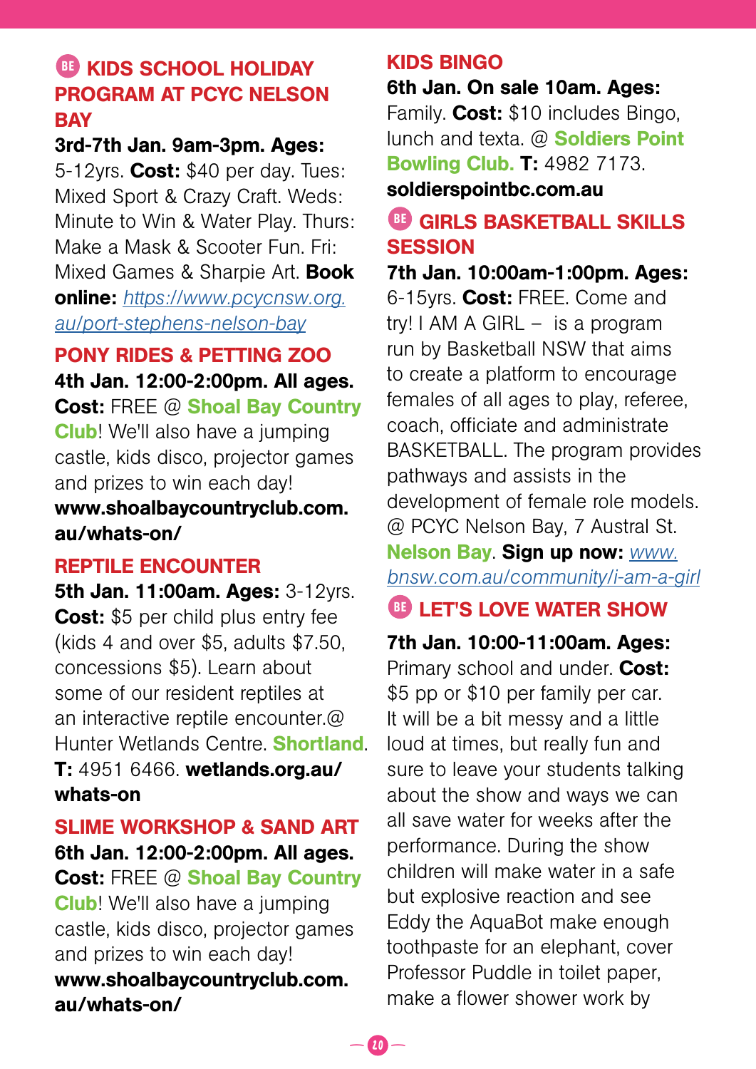## BE KIDS SCHOOL HOLIDAY PROGRAM AT PCYC NELSON BAY

**3rd-7th Jan. 9am-3pm. Ages:** 5-12yrs. **Cost:** $40 per day. Tues: Mixed Sport & Crazy Craft. Weds: Minute to Win & Water Play. Thurs: Make a Mask & Scooter Fun. Fri: Mixed Games & Sharpie Art. **Book online:** *https://www.pcycnsw.org.au/port-stephens-nelson-bay*

## PONY RIDES & PETTING ZOO

**4th Jan. 12:00-2:00pm. All ages. Cost:** FREE @ **Shoal Bay Country Club**! We'll also have a jumping castle, kids disco, projector games and prizes to win each day! **www.shoalbaycountryclub.com.au/whats-on/**

## REPTILE ENCOUNTER

**5th Jan. 11:00am. Ages:** 3-12yrs. **Cost:** $5 per child plus entry fee (kids 4 and over $5, adults $7.50, concessions $5). Learn about some of our resident reptiles at an interactive reptile encounter.@ Hunter Wetlands Centre. **Shortland**. **T:** 4951 6466. **wetlands.org.au/whats-on**

## SLIME WORKSHOP & SAND ART

**6th Jan. 12:00-2:00pm. All ages. Cost:** FREE @ **Shoal Bay Country Club**! We'll also have a jumping castle, kids disco, projector games and prizes to win each day! **www.shoalbaycountryclub.com.au/whats-on/**

## KIDS BINGO

**6th Jan. On sale 10am. Ages:** Family. **Cost:** $10 includes Bingo, lunch and texta. @ **Soldiers Point Bowling Club. T:** 4982 7173. **soldierspointbc.com.au**

## BE GIRLS BASKETBALL SKILLS SESSION

**7th Jan. 10:00am-1:00pm. Ages:** 6-15yrs. **Cost:** FREE. Come and try! I AM A GIRL – is a program run by Basketball NSW that aims to create a platform to encourage females of all ages to play, referee, coach, officiate and administrate BASKETBALL. The program provides pathways and assists in the development of female role models. @ PCYC Nelson Bay, 7 Austral St. **Nelson Bay**. **Sign up now:** *www.bnsw.com.au/community/i-am-a-girl*

## BE LET'S LOVE WATER SHOW

**7th Jan. 10:00-11:00am. Ages:** Primary school and under. **Cost:** $5 pp or $10 per family per car. It will be a bit messy and a little loud at times, but really fun and sure to leave your students talking about the show and ways we can all save water for weeks after the performance. During the show children will make water in a safe but explosive reaction and see Eddy the AquaBot make enough toothpaste for an elephant, cover Professor Puddle in toilet paper, make a flower shower work by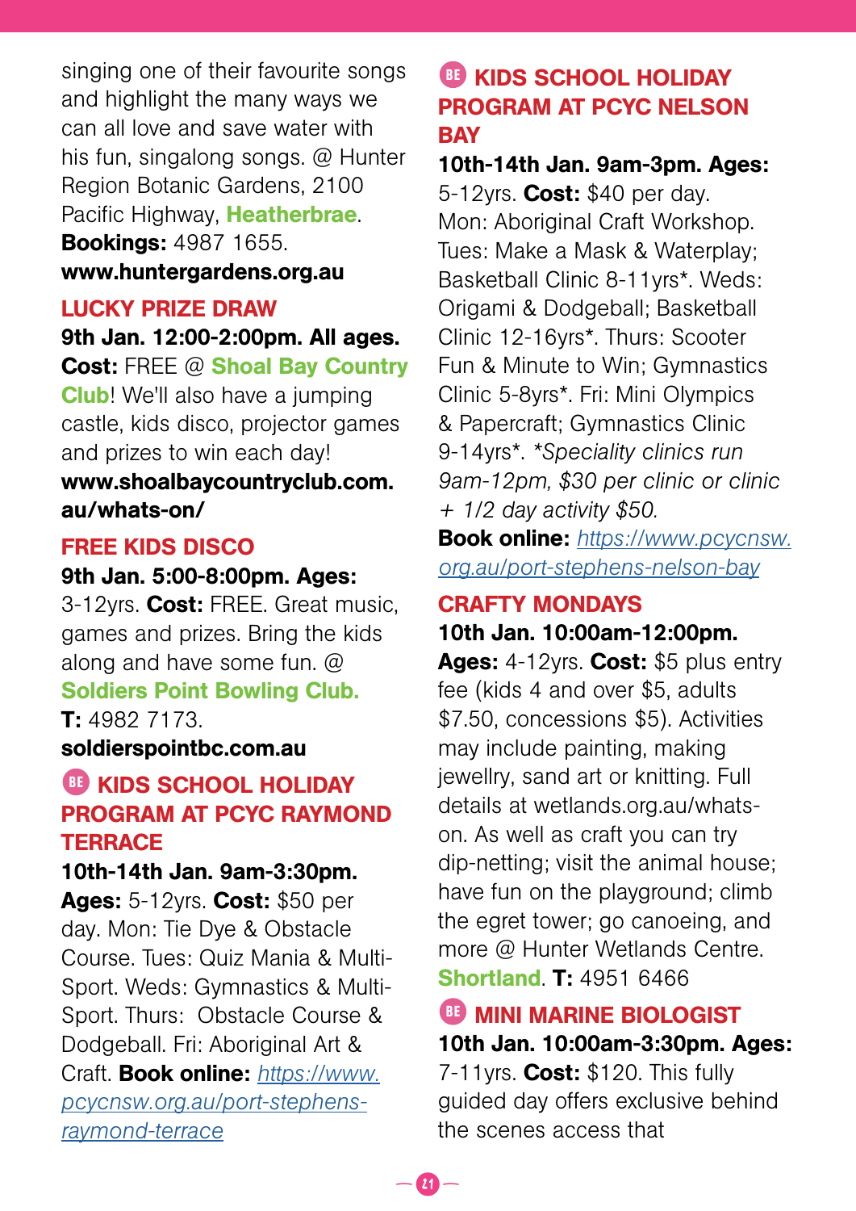singing one of their favourite songs and highlight the many ways we can all love and save water with his fun, singalong songs. @ Hunter Region Botanic Gardens, 2100 Pacific Highway, **Heatherbrae**. **Bookings:** 4987 1655. **www.huntergardens.org.au**

## LUCKY PRIZE DRAW

**9th Jan. 12:00-2:00pm. All ages. Cost:** FREE @ **Shoal Bay Country Club**! We'll also have a jumping castle, kids disco, projector games and prizes to win each day! **www.shoalbaycountryclub.com.au/whats-on/**

## FREE KIDS DISCO

**9th Jan. 5:00-8:00pm. Ages:** 3-12yrs. **Cost:** FREE. Great music, games and prizes. Bring the kids along and have some fun. @ **Soldiers Point Bowling Club. T:** 4982 7173. **soldierspointbc.com.au**

## BE KIDS SCHOOL HOLIDAY PROGRAM AT PCYC RAYMOND TERRACE

**10th-14th Jan. 9am-3:30pm. Ages:** 5-12yrs. **Cost:** $50 per day. Mon: Tie Dye & Obstacle Course. Tues: Quiz Mania & Multi-Sport. Weds: Gymnastics & Multi-Sport. Thurs: Obstacle Course & Dodgeball. Fri: Aboriginal Art & Craft. **Book online:** https://www.pcycnsw.org.au/port-stephens-raymond-terrace

## BE KIDS SCHOOL HOLIDAY PROGRAM AT PCYC NELSON BAY

**10th-14th Jan. 9am-3pm. Ages:** 5-12yrs. **Cost:** $40 per day. Mon: Aboriginal Craft Workshop. Tues: Make a Mask & Waterplay; Basketball Clinic 8-11yrs*. Weds: Origami & Dodgeball; Basketball Clinic 12-16yrs*. Thurs: Scooter Fun & Minute to Win; Gymnastics Clinic 5-8yrs*. Fri: Mini Olympics & Papercraft; Gymnastics Clinic 9-14yrs*. **Speciality clinics run 9am-12pm, $30 per clinic or clinic + 1/2 day activity $50.* **Book online:** https://www.pcycnsw.org.au/port-stephens-nelson-bay

## CRAFTY MONDAYS

**10th Jan. 10:00am-12:00pm. Ages:** 4-12yrs. **Cost:** $5 plus entry fee (kids 4 and over $5, adults $7.50, concessions $5). Activities may include painting, making jewellry, sand art or knitting. Full details at wetlands.org.au/whats-on. As well as craft you can try dip-netting; visit the animal house; have fun on the playground; climb the egret tower; go canoeing, and more @ Hunter Wetlands Centre. **Shortland**. **T:** 4951 6466

## BE MINI MARINE BIOLOGIST

**10th Jan. 10:00am-3:30pm. Ages:** 7-11yrs. **Cost:** $120. This fully guided day offers exclusive behind the scenes access that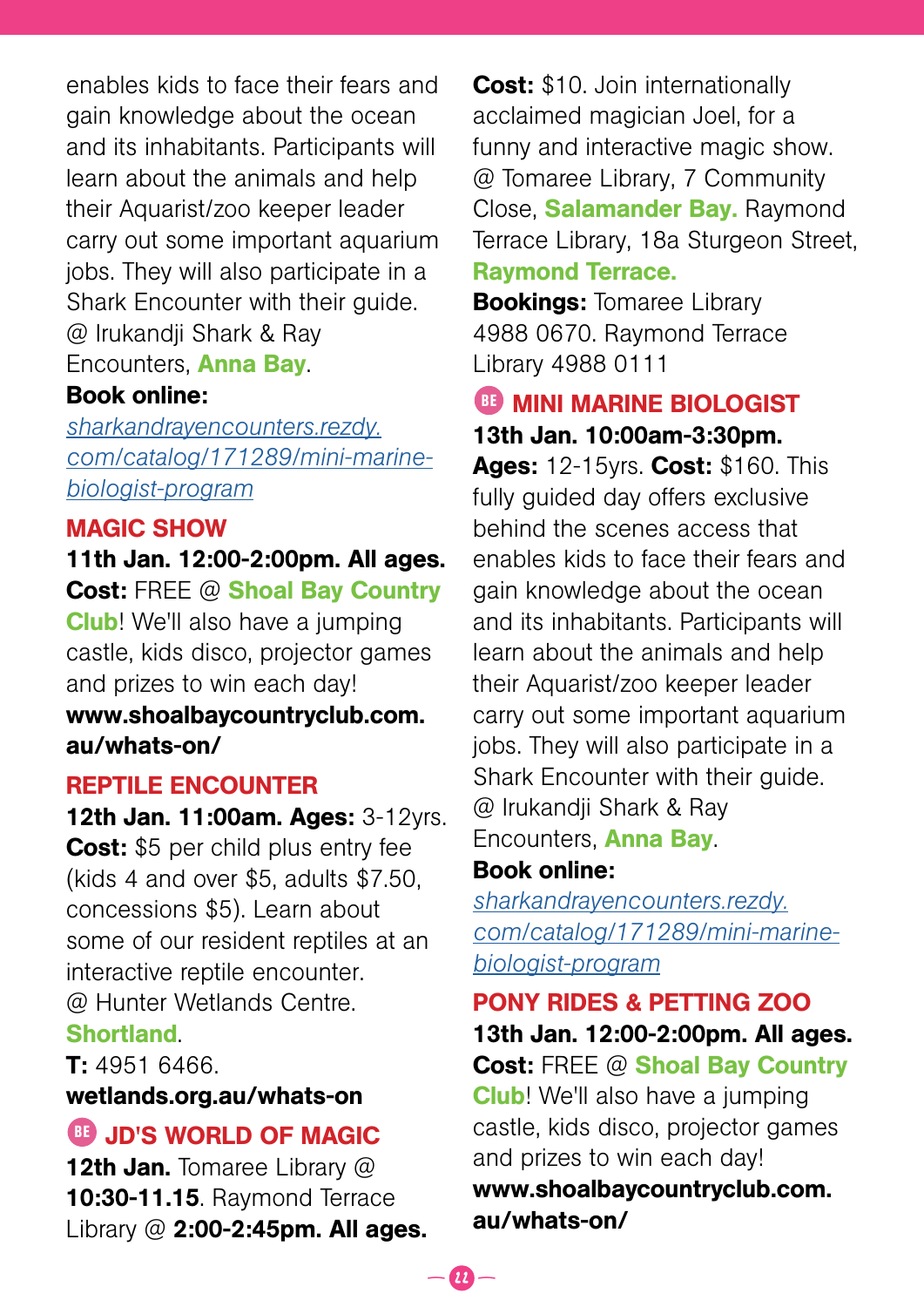enables kids to face their fears and gain knowledge about the ocean and its inhabitants. Participants will learn about the animals and help their Aquarist/zoo keeper leader carry out some important aquarium jobs. They will also participate in a Shark Encounter with their guide. @ Irukandji Shark & Ray Encounters, **Anna Bay**.

**Book online:** *sharkandrayencounters.rezdy.com/catalog/171289/mini-marine-biologist-program*

### MAGIC SHOW

**11th Jan. 12:00-2:00pm. All ages. Cost:** FREE @ **Shoal Bay Country Club**! We'll also have a jumping castle, kids disco, projector games and prizes to win each day!

**www.shoalbaycountryclub.com.au/whats-on/**

### REPTILE ENCOUNTER

**12th Jan. 11:00am. Ages:** 3-12yrs. **Cost:** $5 per child plus entry fee (kids 4 and over $5, adults $7.50, concessions $5). Learn about some of our resident reptiles at an interactive reptile encounter. @ Hunter Wetlands Centre. **Shortland**.

**T:** 4951 6466.

**wetlands.org.au/whats-on**

### BE JD'S WORLD OF MAGIC

**12th Jan.** Tomaree Library @ **10:30-11.15**. Raymond Terrace Library @ **2:00-2:45pm. All ages. Cost:** $10. Join internationally acclaimed magician Joel, for a funny and interactive magic show. @ Tomaree Library, 7 Community Close, **Salamander Bay.** Raymond Terrace Library, 18a Sturgeon Street, **Raymond Terrace.**

**Bookings:** Tomaree Library 4988 0670. Raymond Terrace Library 4988 0111

### BE MINI MARINE BIOLOGIST

**13th Jan. 10:00am-3:30pm. Ages:** 12-15yrs. **Cost:** $160. This fully guided day offers exclusive behind the scenes access that enables kids to face their fears and gain knowledge about the ocean and its inhabitants. Participants will learn about the animals and help their Aquarist/zoo keeper leader carry out some important aquarium jobs. They will also participate in a Shark Encounter with their guide. @ Irukandji Shark & Ray Encounters, **Anna Bay**.

**Book online:** *sharkandrayencounters.rezdy.com/catalog/171289/mini-marine-biologist-program*

### PONY RIDES & PETTING ZOO

**13th Jan. 12:00-2:00pm. All ages. Cost:** FREE @ **Shoal Bay Country Club**! We'll also have a jumping castle, kids disco, projector games and prizes to win each day!

**www.shoalbaycountryclub.com.au/whats-on/**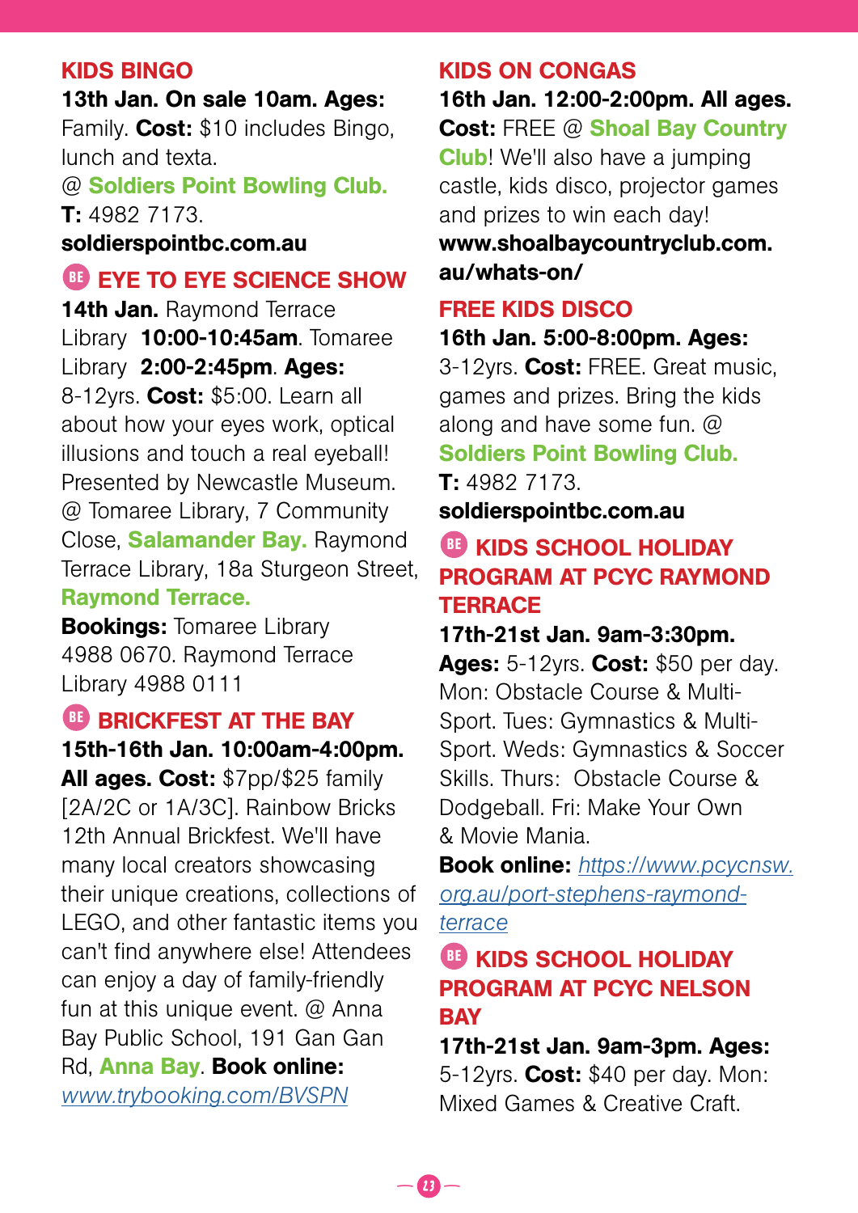## KIDS BINGO

**13th Jan. On sale 10am. Ages:** Family. **Cost:** $10 includes Bingo, lunch and texta. @ **Soldiers Point Bowling Club.** **T:** 4982 7173. **soldierspointbc.com.au**

## BE EYE TO EYE SCIENCE SHOW

**14th Jan.** Raymond Terrace Library **10:00-10:45am**. Tomaree Library **2:00-2:45pm**. **Ages:** 8-12yrs. **Cost:** $5:00. Learn all about how your eyes work, optical illusions and touch a real eyeball! Presented by Newcastle Museum. @ Tomaree Library, 7 Community Close, **Salamander Bay.** Raymond Terrace Library, 18a Sturgeon Street, **Raymond Terrace.** **Bookings:** Tomaree Library 4988 0670. Raymond Terrace Library 4988 0111

## BE BRICKFEST AT THE BAY

**15th-16th Jan. 10:00am-4:00pm. All ages. Cost:** $7pp/$25 family [2A/2C or 1A/3C]. Rainbow Bricks 12th Annual Brickfest. We'll have many local creators showcasing their unique creations, collections of LEGO, and other fantastic items you can't find anywhere else! Attendees can enjoy a day of family-friendly fun at this unique event. @ Anna Bay Public School, 191 Gan Gan Rd, **Anna Bay**. **Book online:** *www.trybooking.com/BVSPN*

## KIDS ON CONGAS

**16th Jan. 12:00-2:00pm. All ages. Cost:** FREE @ **Shoal Bay Country Club**! We'll also have a jumping castle, kids disco, projector games and prizes to win each day! **www.shoalbaycountryclub.com.au/whats-on/**

## FREE KIDS DISCO

**16th Jan. 5:00-8:00pm. Ages:** 3-12yrs. **Cost:** FREE. Great music, games and prizes. Bring the kids along and have some fun. @ **Soldiers Point Bowling Club.** **T:** 4982 7173. **soldierspointbc.com.au**

## BE KIDS SCHOOL HOLIDAY PROGRAM AT PCYC RAYMOND TERRACE

**17th-21st Jan. 9am-3:30pm. Ages:** 5-12yrs. **Cost:** $50 per day. Mon: Obstacle Course & Multi-Sport. Tues: Gymnastics & Multi-Sport. Weds: Gymnastics & Soccer Skills. Thurs: Obstacle Course & Dodgeball. Fri: Make Your Own & Movie Mania. **Book online:** *https://www.pcycnsw.org.au/port-stephens-raymond-terrace*

## BE KIDS SCHOOL HOLIDAY PROGRAM AT PCYC NELSON BAY

**17th-21st Jan. 9am-3pm. Ages:** 5-12yrs. **Cost:** $40 per day. Mon: Mixed Games & Creative Craft.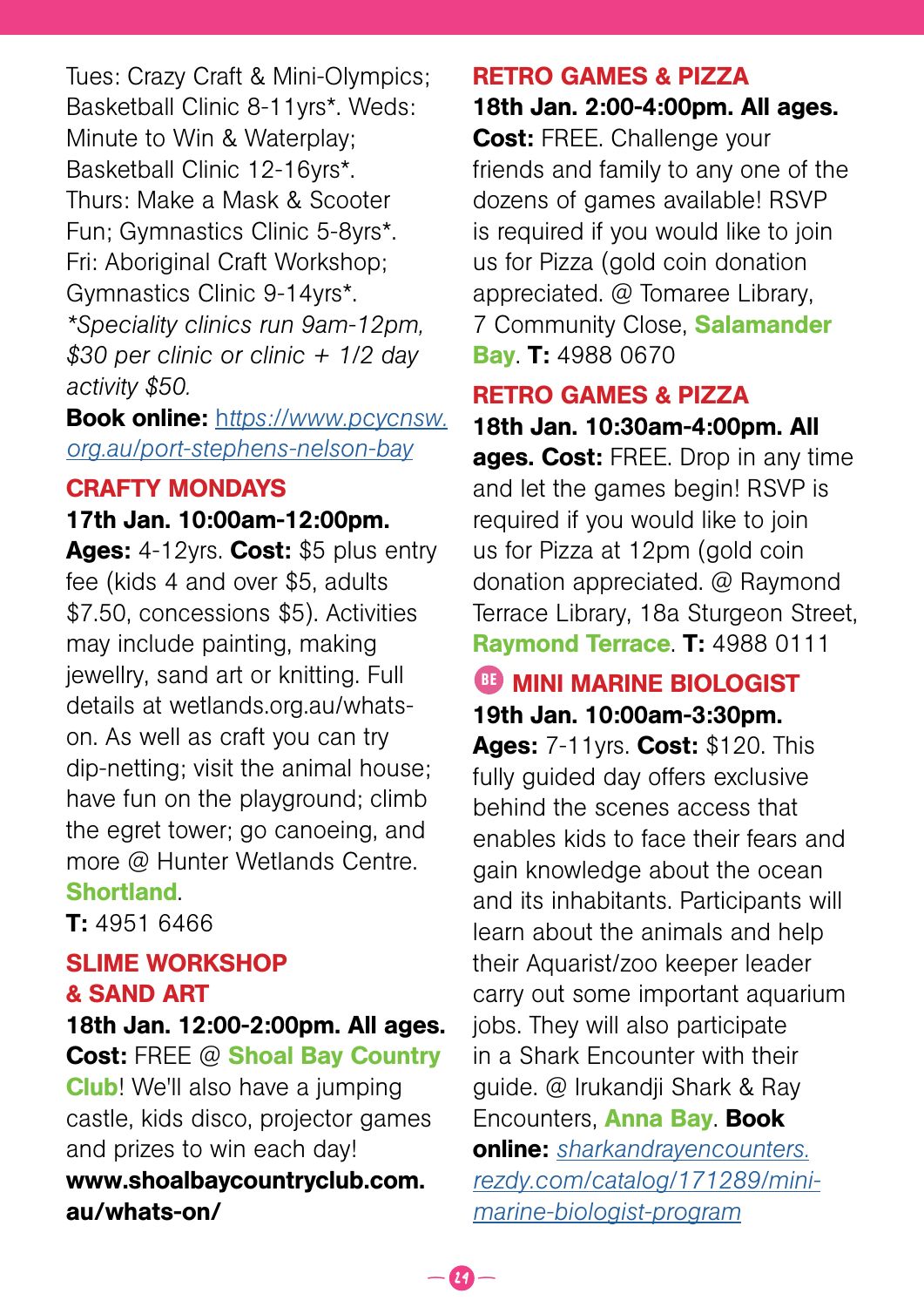Tues: Crazy Craft & Mini-Olympics; Basketball Clinic 8-11yrs*. Weds: Minute to Win & Waterplay; Basketball Clinic 12-16yrs*. Thurs: Make a Mask & Scooter Fun; Gymnastics Clinic 5-8yrs*. Fri: Aboriginal Craft Workshop; Gymnastics Clinic 9-14yrs*. *\*Speciality clinics run 9am-12pm, $30 per clinic or clinic + 1/2 day activity $50.*

**Book online:** [https://www.pcycnsw.org.au/port-stephens-nelson-bay](https://www.pcycnsw.org.au/port-stephens-nelson-bay)

## CRAFTY MONDAYS

**17th Jan. 10:00am-12:00pm. Ages:** 4-12yrs. **Cost:** $5 plus entry fee (kids 4 and over $5, adults $7.50, concessions $5). Activities may include painting, making jewellry, sand art or knitting. Full details at wetlands.org.au/whats-on. As well as craft you can try dip-netting; visit the animal house; have fun on the playground; climb the egret tower; go canoeing, and more @ Hunter Wetlands Centre. **Shortland**.
**T:** 4951 6466

## SLIME WORKSHOP & SAND ART

**18th Jan. 12:00-2:00pm. All ages. Cost:** FREE @ **Shoal Bay Country Club**! We'll also have a jumping castle, kids disco, projector games and prizes to win each day! **www.shoalbaycountryclub.com.au/whats-on/**

## RETRO GAMES & PIZZA

**18th Jan. 2:00-4:00pm. All ages. Cost:** FREE. Challenge your friends and family to any one of the dozens of games available! RSVP is required if you would like to join us for Pizza (gold coin donation appreciated. @ Tomaree Library, 7 Community Close, **Salamander Bay**. **T:** 4988 0670

## RETRO GAMES & PIZZA

**18th Jan. 10:30am-4:00pm. All ages. Cost:** FREE. Drop in any time and let the games begin! RSVP is required if you would like to join us for Pizza at 12pm (gold coin donation appreciated. @ Raymond Terrace Library, 18a Sturgeon Street, **Raymond Terrace**. **T:** 4988 0111

## BE MINI MARINE BIOLOGIST

**19th Jan. 10:00am-3:30pm. Ages:** 7-11yrs. **Cost:** $120. This fully guided day offers exclusive behind the scenes access that enables kids to face their fears and gain knowledge about the ocean and its inhabitants. Participants will learn about the animals and help their Aquarist/zoo keeper leader carry out some important aquarium jobs. They will also participate in a Shark Encounter with their guide. @ Irukandji Shark & Ray Encounters, **Anna Bay**. **Book online:** [sharkandrayencounters.rezdy.com/catalog/171289/mini-marine-biologist-program](sharkandrayencounters.rezdy.com/catalog/171289/mini-marine-biologist-program)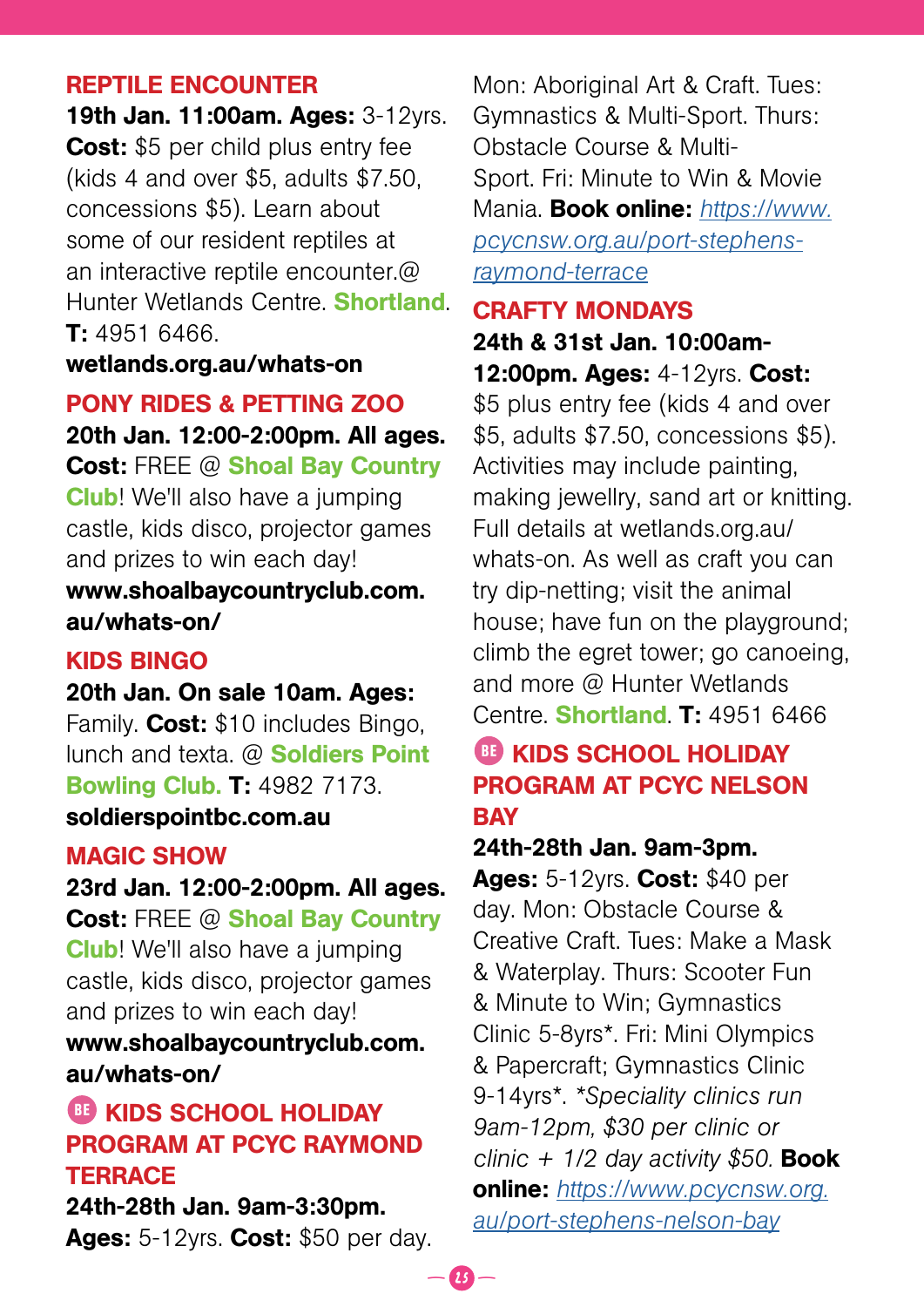## REPTILE ENCOUNTER

**19th Jan. 11:00am. Ages:** 3-12yrs. **Cost:** $5 per child plus entry fee (kids 4 and over $5, adults $7.50, concessions $5). Learn about some of our resident reptiles at an interactive reptile encounter.@ Hunter Wetlands Centre. **Shortland**. **T:** 4951 6466.
**wetlands.org.au/whats-on**

## PONY RIDES & PETTING ZOO

**20th Jan. 12:00-2:00pm. All ages. Cost:** FREE @ **Shoal Bay Country Club**! We'll also have a jumping castle, kids disco, projector games and prizes to win each day!
**www.shoalbaycountryclub.com.au/whats-on/**

## KIDS BINGO

**20th Jan. On sale 10am. Ages:** Family. **Cost:** $10 includes Bingo, lunch and texta. @ **Soldiers Point Bowling Club. T:** 4982 7173.
**soldierspointbc.com.au**

## MAGIC SHOW

**23rd Jan. 12:00-2:00pm. All ages. Cost:** FREE @ **Shoal Bay Country Club**! We'll also have a jumping castle, kids disco, projector games and prizes to win each day!
**www.shoalbaycountryclub.com.au/whats-on/**

## BE KIDS SCHOOL HOLIDAY PROGRAM AT PCYC RAYMOND TERRACE

**24th-28th Jan. 9am-3:30pm. Ages:** 5-12yrs. **Cost:** $50 per day. Mon: Aboriginal Art & Craft. Tues: Gymnastics & Multi-Sport. Thurs: Obstacle Course & Multi-Sport. Fri: Minute to Win & Movie Mania. **Book online:** https://www.pcycnsw.org.au/port-stephens-raymond-terrace

## CRAFTY MONDAYS

**24th & 31st Jan. 10:00am-12:00pm. Ages:** 4-12yrs. **Cost:** $5 plus entry fee (kids 4 and over $5, adults $7.50, concessions $5). Activities may include painting, making jewellry, sand art or knitting. Full details at wetlands.org.au/whats-on. As well as craft you can try dip-netting; visit the animal house; have fun on the playground; climb the egret tower; go canoeing, and more @ Hunter Wetlands Centre. **Shortland**. **T:** 4951 6466

## BE KIDS SCHOOL HOLIDAY PROGRAM AT PCYC NELSON BAY

**24th-28th Jan. 9am-3pm. Ages:** 5-12yrs. **Cost:** $40 per day. Mon: Obstacle Course & Creative Craft. Tues: Make a Mask & Waterplay. Thurs: Scooter Fun & Minute to Win; Gymnastics Clinic 5-8yrs*. Fri: Mini Olympics & Papercraft; Gymnastics Clinic 9-14yrs*. *\*Speciality clinics run 9am-12pm, $30 per clinic or clinic + 1/2 day activity $50.* **Book online:** https://www.pcycnsw.org.au/port-stephens-nelson-bay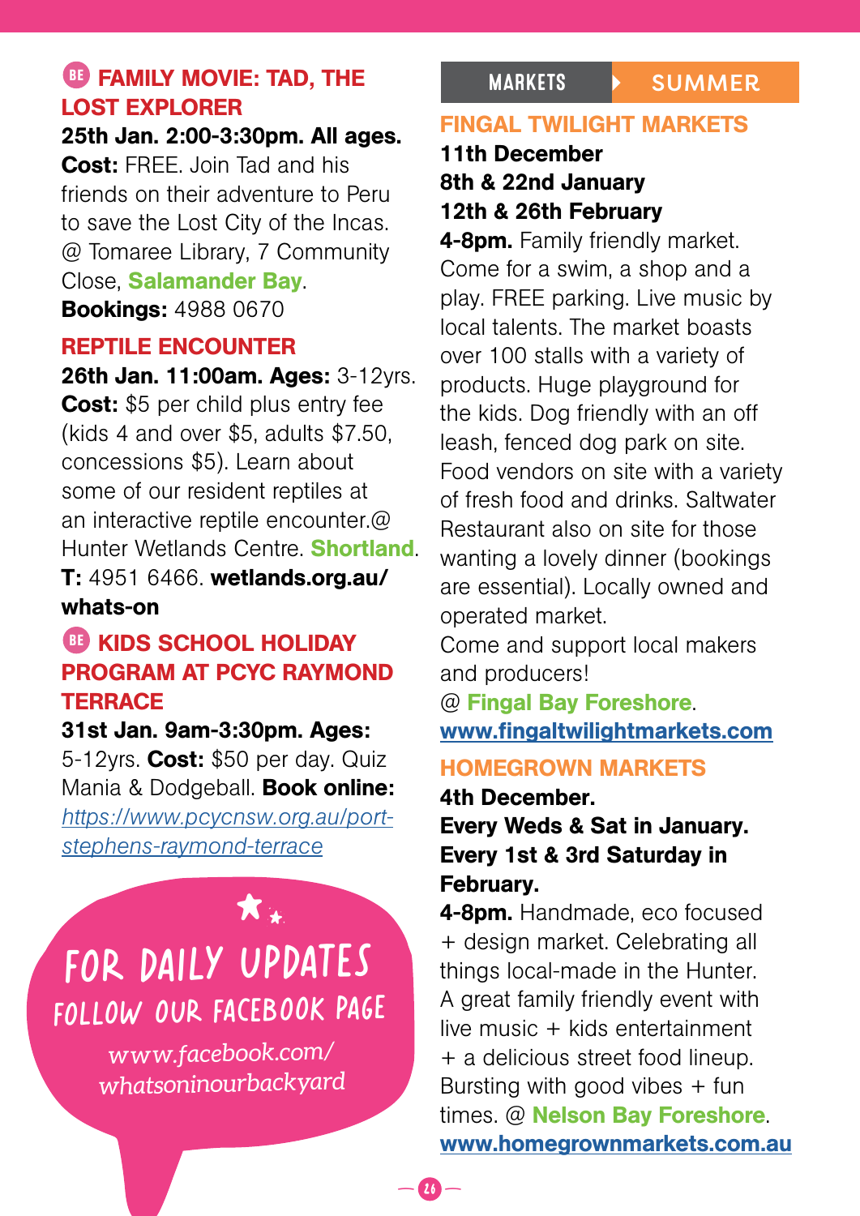### BE FAMILY MOVIE: TAD, THE LOST EXPLORER

**25th Jan. 2:00-3:30pm. All ages.**
**Cost:** FREE. Join Tad and his friends on their adventure to Peru to save the Lost City of the Incas. @ Tomaree Library, 7 Community Close, **Salamander Bay**.
**Bookings:** 4988 0670

### REPTILE ENCOUNTER

**26th Jan. 11:00am. Ages:** 3-12yrs. **Cost:** $5 per child plus entry fee (kids 4 and over $5, adults $7.50, concessions $5). Learn about some of our resident reptiles at an interactive reptile encounter.@ Hunter Wetlands Centre. **Shortland**.
**T:** 4951 6466. **wetlands.org.au/whats-on**

### BE KIDS SCHOOL HOLIDAY PROGRAM AT PCYC RAYMOND TERRACE

**31st Jan. 9am-3:30pm. Ages:** 5-12yrs. **Cost:** $50 per day. Quiz Mania & Dodgeball. **Book online:** *https://www.pcycnsw.org.au/port-stephens-raymond-terrace*

FOR DAILY UPDATES
FOLLOW OUR FACEBOOK PAGE
*www.facebook.com/whatsoninourbackyard*

## MARKETS ▶ SUMMER

### FINGAL TWILIGHT MARKETS

**11th December**
**8th & 22nd January**
**12th & 26th February**
**4-8pm.** Family friendly market. Come for a swim, a shop and a play. FREE parking. Live music by local talents. The market boasts over 100 stalls with a variety of products. Huge playground for the kids. Dog friendly with an off leash, fenced dog park on site. Food vendors on site with a variety of fresh food and drinks. Saltwater Restaurant also on site for those wanting a lovely dinner (bookings are essential). Locally owned and operated market.
Come and support local makers and producers!
@ **Fingal Bay Foreshore**.
**www.fingaltwilightmarkets.com**

### HOMEGROWN MARKETS

**4th December.**
**Every Weds & Sat in January.**
**Every 1st & 3rd Saturday in February.**
**4-8pm.** Handmade, eco focused + design market. Celebrating all things local-made in the Hunter. A great family friendly event with live music + kids entertainment + a delicious street food lineup. Bursting with good vibes + fun times. @ **Nelson Bay Foreshore**.
**www.homegrownmarkets.com.au**